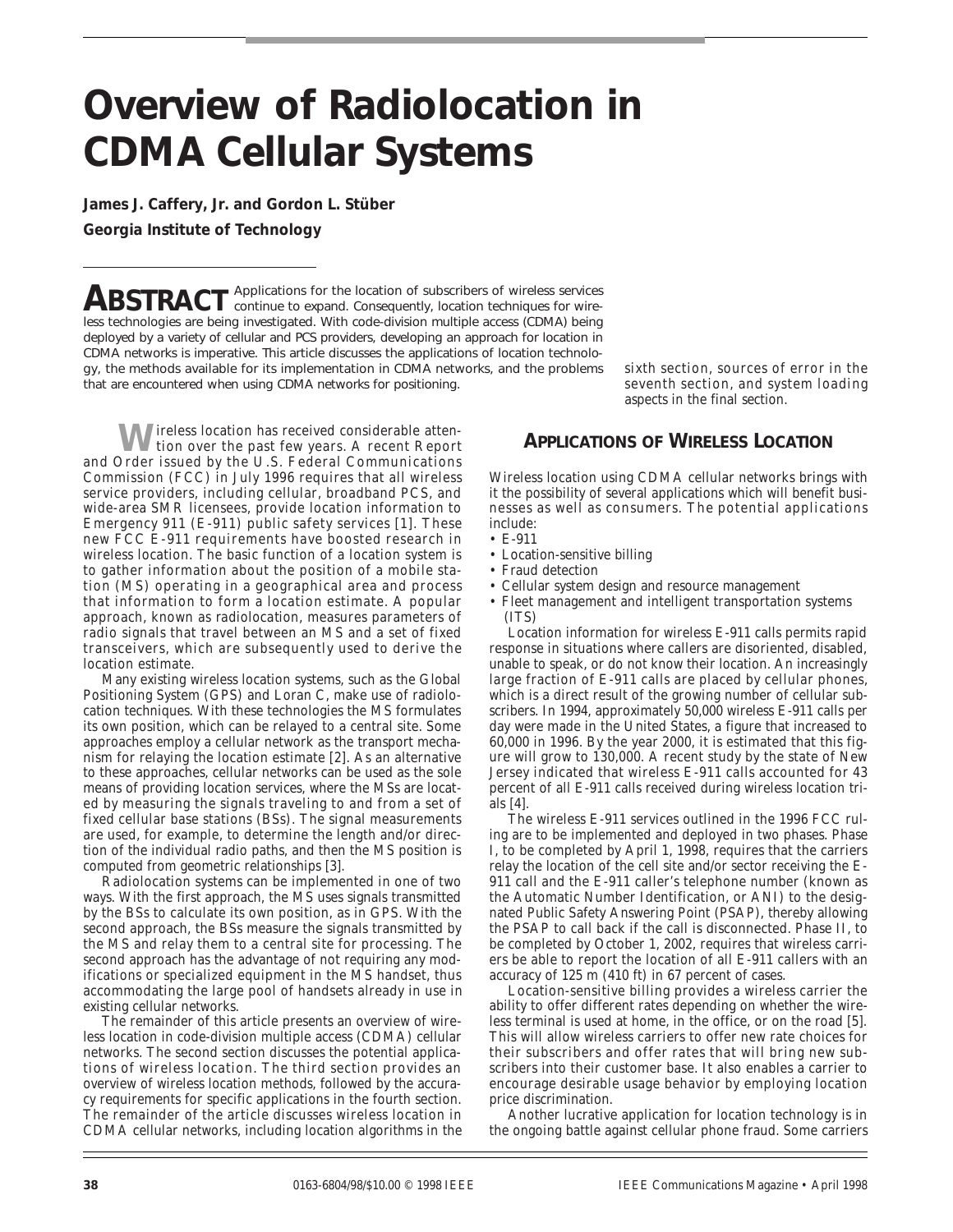# Overview of Radiolocation in CDMA Cellular Systems

**James J. Caffery, Jr. and Gordon L. Stüber**
**Georgia Institute of Technology**

**ABSTRACT** Applications for the location of subscribers of wireless services continue to expand. Consequently, location techniques for wireless technologies are being investigated. With code-division multiple access (CDMA) being deployed by a variety of cellular and PCS providers, developing an approach for location in CDMA networks is imperative. This article discusses the applications of location technology, the methods available for its implementation in CDMA networks, and the problems that are encountered when using CDMA networks for positioning.

Wireless location has received considerable attention over the past few years. A recent Report and Order issued by the U.S. Federal Communications Commission (FCC) in July 1996 requires that all wireless service providers, including cellular, broadband PCS, and wide-area SMR licensees, provide location information to Emergency 911 (E-911) public safety services [1]. These new FCC E-911 requirements have boosted research in wireless location. The basic function of a location system is to gather information about the position of a mobile station (MS) operating in a geographical area and process that information to form a location estimate. A popular approach, known as radiolocation, measures parameters of radio signals that travel between an MS and a set of fixed transceivers, which are subsequently used to derive the location estimate.

Many existing wireless location systems, such as the Global Positioning System (GPS) and Loran C, make use of radiolocation techniques. With these technologies the MS formulates its own position, which can be relayed to a central site. Some approaches employ a cellular network as the transport mechanism for relaying the location estimate [2]. As an alternative to these approaches, cellular networks can be used as the sole means of providing location services, where the MSs are located by measuring the signals traveling to and from a set of fixed cellular base stations (BSs). The signal measurements are used, for example, to determine the length and/or direction of the individual radio paths, and then the MS position is computed from geometric relationships [3].

Radiolocation systems can be implemented in one of two ways. With the first approach, the MS uses signals transmitted by the BSs to calculate its own position, as in GPS. With the second approach, the BSs measure the signals transmitted by the MS and relay them to a central site for processing. The second approach has the advantage of not requiring any modifications or specialized equipment in the MS handset, thus accommodating the large pool of handsets already in use in existing cellular networks.

The remainder of this article presents an overview of wireless location in code-division multiple access (CDMA) cellular networks. The second section discusses the potential applications of wireless location. The third section provides an overview of wireless location methods, followed by the accuracy requirements for specific applications in the fourth section. The remainder of the article discusses wireless location in CDMA cellular networks, including location algorithms in the sixth section, sources of error in the seventh section, and system loading aspects in the final section.

## APPLICATIONS OF WIRELESS LOCATION

Wireless location using CDMA cellular networks brings with it the possibility of several applications which will benefit businesses as well as consumers. The potential applications include:

- E-911
- Location-sensitive billing
- Fraud detection
- Cellular system design and resource management
- Fleet management and intelligent transportation systems (ITS)

Location information for wireless E-911 calls permits rapid response in situations where callers are disoriented, disabled, unable to speak, or do not know their location. An increasingly large fraction of E-911 calls are placed by cellular phones, which is a direct result of the growing number of cellular subscribers. In 1994, approximately 50,000 wireless E-911 calls per day were made in the United States, a figure that increased to 60,000 in 1996. By the year 2000, it is estimated that this figure will grow to 130,000. A recent study by the state of New Jersey indicated that wireless E-911 calls accounted for 43 percent of all E-911 calls received during wireless location trials [4].

The wireless E-911 services outlined in the 1996 FCC ruling are to be implemented and deployed in two phases. Phase I, to be completed by April 1, 1998, requires that the carriers relay the location of the cell site and/or sector receiving the E-911 call and the E-911 caller's telephone number (known as the Automatic Number Identification, or ANI) to the designated Public Safety Answering Point (PSAP), thereby allowing the PSAP to call back if the call is disconnected. Phase II, to be completed by October 1, 2002, requires that wireless carriers be able to report the location of all E-911 callers with an accuracy of 125 m (410 ft) in 67 percent of cases.

Location-sensitive billing provides a wireless carrier the ability to offer different rates depending on whether the wireless terminal is used at home, in the office, or on the road [5]. This will allow wireless carriers to offer new rate choices for their subscribers and offer rates that will bring new subscribers into their customer base. It also enables a carrier to encourage desirable usage behavior by employing location price discrimination.

Another lucrative application for location technology is in the ongoing battle against cellular phone fraud. Some carriers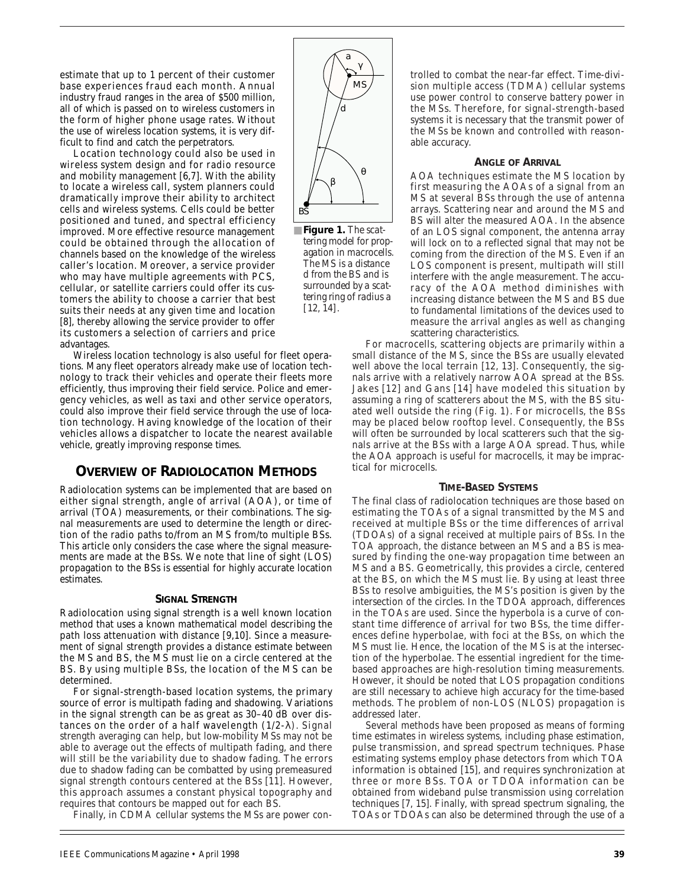estimate that up to 1 percent of their customer base experiences fraud each month. Annual industry fraud ranges in the area of \$500 million, all of which is passed on to wireless customers in the form of higher phone usage rates. Without the use of wireless location systems, it is very difficult to find and catch the perpetrators.

Location technology could also be used in wireless system design and for radio resource and mobility management [6,7]. With the ability to locate a wireless call, system planners could dramatically improve their ability to architect cells and wireless systems. Cells could be better positioned and tuned, and spectral efficiency improved. More effective resource management could be obtained through the allocation of channels based on the knowledge of the wireless caller's location. Moreover, a service provider who may have multiple agreements with PCS, cellular, or satellite carriers could offer its customers the ability to choose a carrier that best suits their needs at any given time and location [8], thereby allowing the service provider to offer its customers a selection of carriers and price advantages.

Wireless location technology is also useful for fleet operations. Many fleet operators already make use of location technology to track their vehicles and operate their fleets more efficiently, thus improving their field service. Police and emergency vehicles, as well as taxi and other service operators, could also improve their field service through the use of location technology. Having knowledge of the location of their vehicles allows a dispatcher to locate the nearest available vehicle, greatly improving response times.

a
γ
MS
d
θ
β
BS

**Figure 1.** The scattering model for propagation in macrocells. The MS is a distance d from the BS and is surrounded by a scattering ring of radius a [12, 14].

## OVERVIEW OF RADIOLOCATION METHODS

Radiolocation systems can be implemented that are based on either signal strength, angle of arrival (AOA), or time of arrival (TOA) measurements, or their combinations. The signal measurements are used to determine the length or direction of the radio paths to/from an MS from/to multiple BSs. This article only considers the case where the signal measurements are made at the BSs. We note that line of sight (LOS) propagation to the BSs is essential for highly accurate location estimates.

### SIGNAL STRENGTH

Radiolocation using signal strength is a well known location method that uses a known mathematical model describing the path loss attenuation with distance [9,10]. Since a measurement of signal strength provides a distance estimate between the MS and BS, the MS must lie on a circle centered at the BS. By using multiple BSs, the location of the MS can be determined.

For signal-strength-based location systems, the primary source of error is multipath fading and shadowing. Variations in the signal strength can be as great as 30–40 dB over distances on the order of a half wavelength ($1/2$-$\lambda$). Signal strength averaging can help, but low-mobility MSs may not be able to average out the effects of multipath fading, and there will still be the variability due to shadow fading. The errors due to shadow fading can be combatted by using premeasured signal strength contours centered at the BSs [11]. However, this approach assumes a constant physical topography and requires that contours be mapped out for each BS.

Finally, in CDMA cellular systems the MSs are power controlled to combat the near-far effect. Time-division multiple access (TDMA) cellular systems use power control to conserve battery power in the MSs. Therefore, for signal-strength-based systems it is necessary that the transmit power of the MSs be known and controlled with reasonable accuracy.

### ANGLE OF ARRIVAL

AOA techniques estimate the MS location by first measuring the AOAs of a signal from an MS at several BSs through the use of antenna arrays. Scattering near and around the MS and BS will alter the measured AOA. In the absence of an LOS signal component, the antenna array will lock on to a reflected signal that may not be coming from the direction of the MS. Even if an LOS component is present, multipath will still interfere with the angle measurement. The accuracy of the AOA method diminishes with increasing distance between the MS and BS due to fundamental limitations of the devices used to measure the arrival angles as well as changing scattering characteristics.

For macrocells, scattering objects are primarily within a small distance of the MS, since the BSs are usually elevated well above the local terrain [12, 13]. Consequently, the signals arrive with a relatively narrow AOA spread at the BSs. Jakes [12] and Gans [14] have modeled this situation by assuming a ring of scatterers about the MS, with the BS situated well outside the ring (Fig. 1). For microcells, the BSs may be placed below rooftop level. Consequently, the BSs will often be surrounded by local scatterers such that the signals arrive at the BSs with a large AOA spread. Thus, while the AOA approach is useful for macrocells, it may be impractical for microcells.

### TIME-BASED SYSTEMS

The final class of radiolocation techniques are those based on estimating the TOAs of a signal transmitted by the MS and received at multiple BSs or the time differences of arrival (TDOAs) of a signal received at multiple pairs of BSs. In the TOA approach, the distance between an MS and a BS is measured by finding the one-way propagation time between an MS and a BS. Geometrically, this provides a circle, centered at the BS, on which the MS must lie. By using at least three BSs to resolve ambiguities, the MS's position is given by the intersection of the circles. In the TDOA approach, differences in the TOAs are used. Since the hyperbola is a curve of constant time difference of arrival for two BSs, the time differences define hyperbolae, with foci at the BSs, on which the MS must lie. Hence, the location of the MS is at the intersection of the hyperbolae. The essential ingredient for the time-based approaches are high-resolution timing measurements. However, it should be noted that LOS propagation conditions are still necessary to achieve high accuracy for the time-based methods. The problem of non-LOS (NLOS) propagation is addressed later.

Several methods have been proposed as means of forming time estimates in wireless systems, including phase estimation, pulse transmission, and spread spectrum techniques. Phase estimating systems employ phase detectors from which TOA information is obtained [15], and requires synchronization at three or more BSs. TOA or TDOA information can be obtained from wideband pulse transmission using correlation techniques [7, 15]. Finally, with spread spectrum signaling, the TOAs or TDOAs can also be determined through the use of a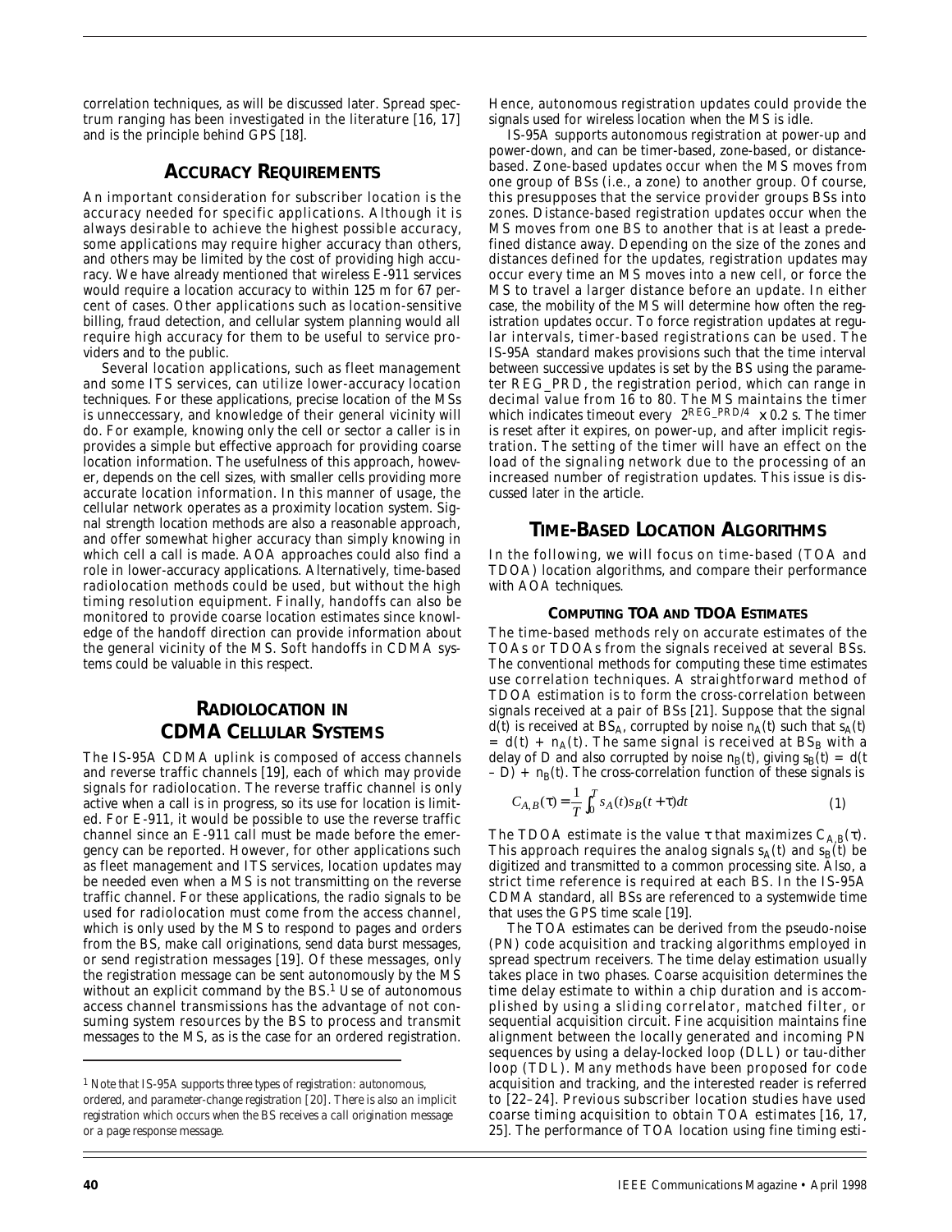correlation techniques, as will be discussed later. Spread spectrum ranging has been investigated in the literature [16, 17] and is the principle behind GPS [18].

## ACCURACY REQUIREMENTS

An important consideration for subscriber location is the accuracy needed for specific applications. Although it is always desirable to achieve the highest possible accuracy, some applications may require higher accuracy than others, and others may be limited by the cost of providing high accuracy. We have already mentioned that wireless E-911 services would require a location accuracy to within 125 m for 67 percent of cases. Other applications such as location-sensitive billing, fraud detection, and cellular system planning would all require high accuracy for them to be useful to service providers and to the public.

Several location applications, such as fleet management and some ITS services, can utilize lower-accuracy location techniques. For these applications, precise location of the MSs is unnecessary, and knowledge of their general vicinity will do. For example, knowing only the cell or sector a caller is in provides a simple but effective approach for providing coarse location information. The usefulness of this approach, however, depends on the cell sizes, with smaller cells providing more accurate location information. In this manner of usage, the cellular network operates as a proximity location system. Signal strength location methods are also a reasonable approach, and offer somewhat higher accuracy than simply knowing in which cell a call is made. AOA approaches could also find a role in lower-accuracy applications. Alternatively, time-based radiolocation methods could be used, but without the high timing resolution equipment. Finally, handoffs can also be monitored to provide coarse location estimates since knowledge of the handoff direction can provide information about the general vicinity of the MS. Soft handoffs in CDMA systems could be valuable in this respect.

## RADIOLOCATION IN CDMA CELLULAR SYSTEMS

The IS-95A CDMA uplink is composed of access channels and reverse traffic channels [19], each of which may provide signals for radiolocation. The reverse traffic channel is only active when a call is in progress, so its use for location is limited. For E-911, it would be possible to use the reverse traffic channel since an E-911 call must be made before the emergency can be reported. However, for other applications such as fleet management and ITS services, location updates may be needed even when a MS is not transmitting on the reverse traffic channel. For these applications, the radio signals to be used for radiolocation must come from the access channel, which is only used by the MS to respond to pages and orders from the BS, make call originations, send data burst messages, or send registration messages [19]. Of these messages, only the registration message can be sent autonomously by the MS without an explicit command by the BS.[1] Use of autonomous access channel transmissions has the advantage of not consuming system resources by the BS to process and transmit messages to the MS, as is the case for an ordered registration. Hence, autonomous registration updates could provide the signals used for wireless location when the MS is idle.

IS-95A supports autonomous registration at power-up and power-down, and can be timer-based, zone-based, or distance-based. Zone-based updates occur when the MS moves from one group of BSs (i.e., a zone) to another group. Of course, this presupposes that the service provider groups BSs into zones. Distance-based registration updates occur when the MS moves from one BS to another that is at least a predefined distance away. Depending on the size of the zones and distances defined for the updates, registration updates may occur every time an MS moves into a new cell, or force the MS to travel a larger distance before an update. In either case, the mobility of the MS will determine how often the registration updates occur. To force registration updates at regular intervals, timer-based registrations can be used. The IS-95A standard makes provisions such that the time interval between successive updates is set by the BS using the parameter REG_PRD, the registration period, which can range in decimal value from 16 to 80. The MS maintains the timer which indicates timeout every $2^{REG\_PRD/4} \times 0.2$ s. The timer is reset after it expires, on power-up, and after implicit registration. The setting of the timer will have an effect on the load of the signaling network due to the processing of an increased number of registration updates. This issue is discussed later in the article.

## TIME-BASED LOCATION ALGORITHMS

In the following, we will focus on time-based (TOA and TDOA) location algorithms, and compare their performance with AOA techniques.

### COMPUTING TOA AND TDOA ESTIMATES

The time-based methods rely on accurate estimates of the TOAs or TDOAs from the signals received at several BSs. The conventional methods for computing these time estimates use correlation techniques. A straightforward method of TDOA estimation is to form the cross-correlation between signals received at a pair of BSs [21]. Suppose that the signal $d(t)$ is received at $BS_A$, corrupted by noise $n_A(t)$ such that $s_A(t) = d(t) + n_A(t)$. The same signal is received at $BS_B$ with a delay of $D$ and also corrupted by noise $n_B(t)$, giving $s_B(t) = d(t - D) + n_B(t)$. The cross-correlation function of these signals is

$$C_{A,B}(\tau) = \frac{1}{T}\int_0^T s_A(t)s_B(t+\tau)dt \quad (1)$$

The TDOA estimate is the value $\tau$ that maximizes $C_{A,B}(\tau)$. This approach requires the analog signals $s_A(t)$ and $s_B(t)$ be digitized and transmitted to a common processing site. Also, a strict time reference is required at each BS. In the IS-95A CDMA standard, all BSs are referenced to a systemwide time that uses the GPS time scale [19].

The TOA estimates can be derived from the pseudo-noise (PN) code acquisition and tracking algorithms employed in spread spectrum receivers. The time delay estimation usually takes place in two phases. Coarse acquisition determines the time delay estimate to within a chip duration and is accomplished by using a sliding correlator, matched filter, or sequential acquisition circuit. Fine acquisition maintains fine alignment between the locally generated and incoming PN sequences by using a delay-locked loop (DLL) or tau-dither loop (TDL). Many methods have been proposed for code acquisition and tracking, and the interested reader is referred to [22–24]. Previous subscriber location studies have used coarse timing acquisition to obtain TOA estimates [16, 17, 25]. The performance of TOA location using fine timing esti-

[1] Note that IS-95A supports three types of registration: autonomous, ordered, and parameter-change registration [20]. There is also an implicit registration which occurs when the BS receives a call origination message or a page response message.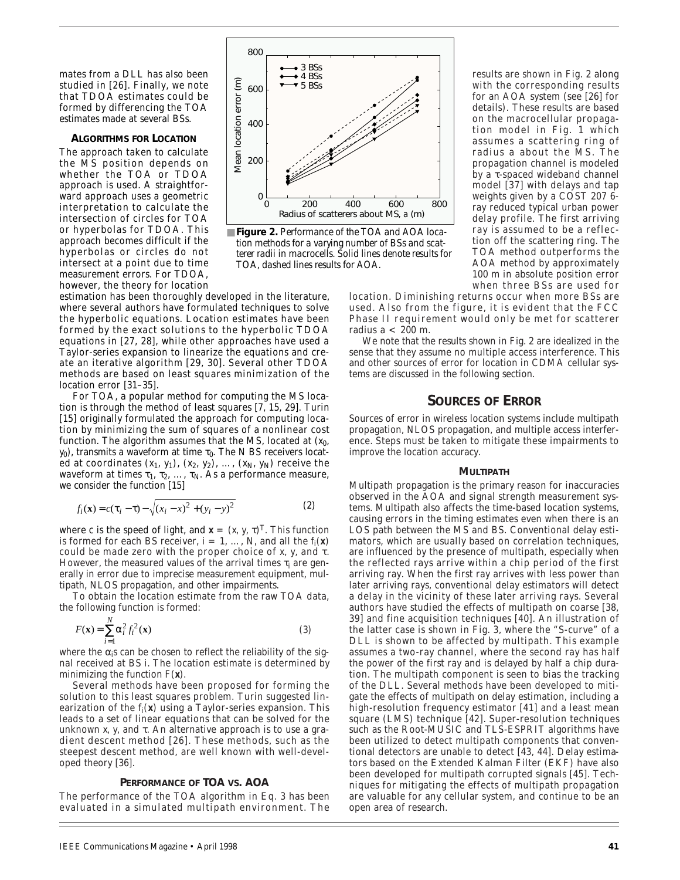mates from a DLL has also been studied in [26]. Finally, we note that TDOA estimates could be formed by differencing the TOA estimates made at several BSs.

### ALGORITHMS FOR LOCATION

The approach taken to calculate the MS position depends on whether the TOA or TDOA approach is used. A straightforward approach uses a geometric interpretation to calculate the intersection of circles for TOA or hyperbolas for TDOA. This approach becomes difficult if the hyperbolas or circles do not intersect at a point due to time measurement errors. For TDOA, however, the theory for location estimation has been thoroughly developed in the literature, where several authors have formulated techniques to solve the hyperbolic equations. Location estimates have been formed by the exact solutions to the hyperbolic TDOA equations in [27, 28], while other approaches have used a Taylor-series expansion to linearize the equations and create an iterative algorithm [29, 30]. Several other TDOA methods are based on least squares minimization of the location error [31–35].

For TOA, a popular method for computing the MS location is through the method of least squares [7, 15, 29]. Turin [15] originally formulated the approach for computing location by minimizing the sum of squares of a nonlinear cost function. The algorithm assumes that the MS, located at $(x_0, y_0)$, transmits a waveform at time $\tau_0$. The $N$ BS receivers located at coordinates $(x_1, y_1)$, $(x_2, y_2)$, …, $(x_N, y_N)$ receive the waveform at times $\tau_1, \tau_2, \ldots, \tau_N$. As a performance measure, we consider the function [15]

$$f_i(\mathbf{x}) = c(\tau_i - \tau) - \sqrt{(x_i - x)^2 + (y_i - y)^2} \tag{2}$$

where $c$ is the speed of light, and $\mathbf{x} = (x, y, \tau)^T$. This function is formed for each BS receiver, $i = 1, \ldots, N$, and all the $f_i(\mathbf{x})$ could be made zero with the proper choice of $x$, $y$, and $\tau$. However, the measured values of the arrival times $\tau_i$ are generally in error due to imprecise measurement equipment, multipath, NLOS propagation, and other impairments.

To obtain the location estimate from the raw TOA data, the following function is formed:

$$F(\mathbf{x}) = \sum_{i=1}^{N} \alpha_i^2 f_i^2(\mathbf{x}) \tag{3}$$

where the $\alpha_i$s can be chosen to reflect the reliability of the signal received at BS $i$. The location estimate is determined by minimizing the function $F(\mathbf{x})$.

Several methods have been proposed for forming the solution to this least squares problem. Turin suggested linearization of the $f_i(\mathbf{x})$ using a Taylor-series expansion. This leads to a set of linear equations that can be solved for the unknown $x$, $y$, and $\tau$. An alternative approach is to use a gradient descent method [26]. These methods, such as the steepest descent method, are well known with well-developed theory [36].

### PERFORMANCE OF TOA VS. AOA

The performance of the TOA algorithm in Eq. 3 has been evaluated in a simulated multipath environment. The results are shown in Fig. 2 along with the corresponding results for an AOA system (see [26] for details). These results are based on the macrocellular propagation model in Fig. 1 which assumes a scattering ring of radius a about the MS. The propagation channel is modeled by a $\tau$-spaced wideband channel model [37] with delays and tap weights given by a COST 207 6-ray reduced typical urban power delay profile. The first arriving ray is assumed to be a reflection off the scattering ring. The TOA method outperforms the AOA method by approximately 100 m in absolute position error when three BSs are used for location. Diminishing returns occur when more BSs are used. Also from the figure, it is evident that the FCC Phase II requirement would only be met for scatterer radius $a < 200$ m.

Mean location error (m)
800
600
400
200
0
0 200 400 600 800
Radius of scatterers about MS, a (m)
3 BSs
4 BSs
5 BSs

**Figure 2.** *Performance of the TOA and AOA location methods for a varying number of BSs and scatterer radii in macrocells. Solid lines denote results for TOA, dashed lines results for AOA.*

We note that the results shown in Fig. 2 are idealized in the sense that they assume no multiple access interference. This and other sources of error for location in CDMA cellular systems are discussed in the following section.

## SOURCES OF ERROR

Sources of error in wireless location systems include multipath propagation, NLOS propagation, and multiple access interference. Steps must be taken to mitigate these impairments to improve the location accuracy.

### MULTIPATH

Multipath propagation is the primary reason for inaccuracies observed in the AOA and signal strength measurement systems. Multipath also affects the time-based location systems, causing errors in the timing estimates even when there is an LOS path between the MS and BS. Conventional delay estimators, which are usually based on correlation techniques, are influenced by the presence of multipath, especially when the reflected rays arrive within a chip period of the first arriving ray. When the first ray arrives with less power than later arriving rays, conventional delay estimators will detect a delay in the vicinity of these later arriving rays. Several authors have studied the effects of multipath on coarse [38, 39] and fine acquisition techniques [40]. An illustration of the latter case is shown in Fig. 3, where the "S-curve" of a DLL is shown to be affected by multipath. This example assumes a two-ray channel, where the second ray has half the power of the first ray and is delayed by half a chip duration. The multipath component is seen to bias the tracking of the DLL. Several methods have been developed to mitigate the effects of multipath on delay estimation, including a high-resolution frequency estimator [41] and a least mean square (LMS) technique [42]. Super-resolution techniques such as the Root-MUSIC and TLS-ESPRIT algorithms have been utilized to detect multipath components that conventional detectors are unable to detect [43, 44]. Delay estimators based on the Extended Kalman Filter (EKF) have also been developed for multipath corrupted signals [45]. Techniques for mitigating the effects of multipath propagation are valuable for any cellular system, and continue to be an open area of research.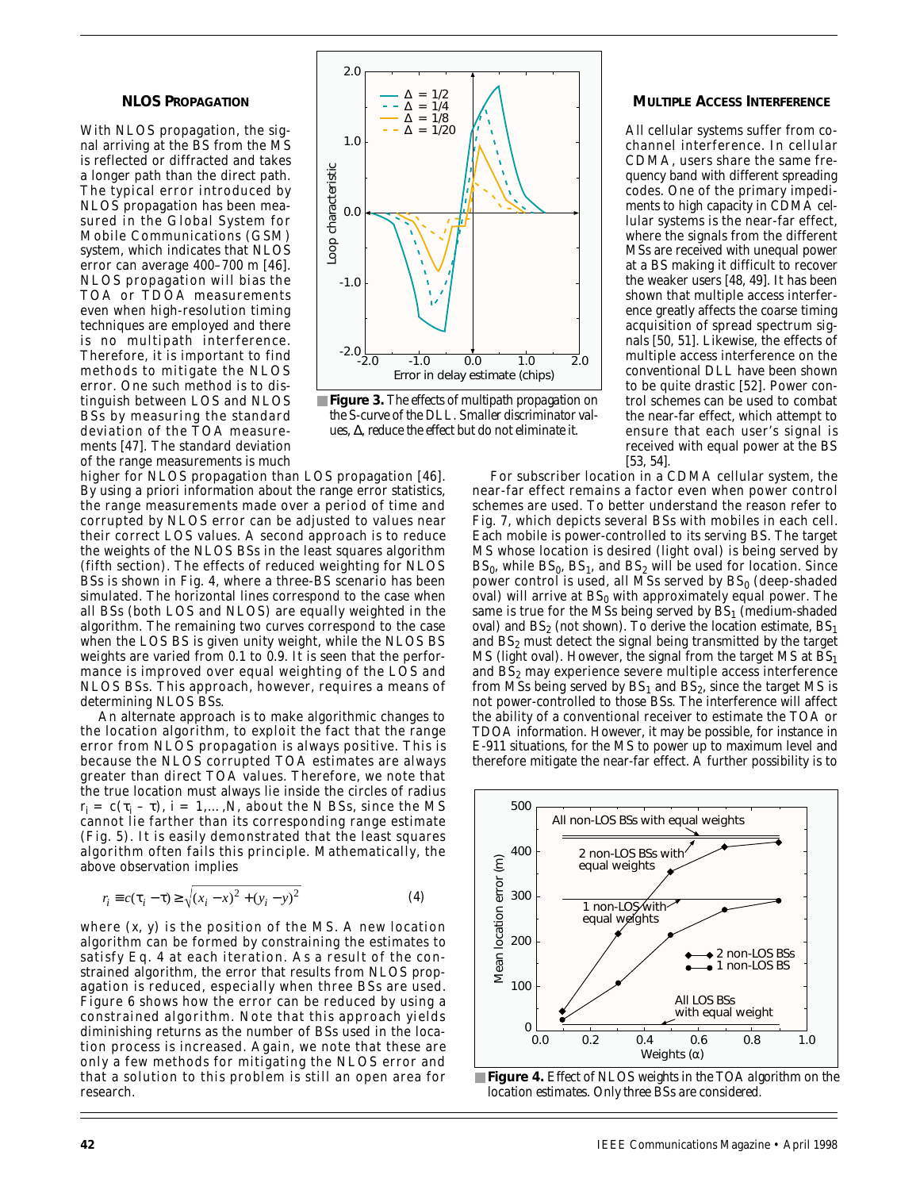## NLOS Propagation

With NLOS propagation, the signal arriving at the BS from the MS is reflected or diffracted and takes a longer path than the direct path. The typical error introduced by NLOS propagation has been measured in the Global System for Mobile Communications (GSM) system, which indicates that NLOS error can average 400–700 m [46]. NLOS propagation will bias the TOA or TDOA measurements even when high-resolution timing techniques are employed and there is no multipath interference. Therefore, it is important to find methods to mitigate the NLOS error. One such method is to distinguish between LOS and NLOS BSs by measuring the standard deviation of the TOA measurements [47]. The standard deviation of the range measurements is much higher for NLOS propagation than LOS propagation [46]. By using a priori information about the range error statistics, the range measurements made over a period of time and corrupted by NLOS error can be adjusted to values near their correct LOS values. A second approach is to reduce the weights of the NLOS BSs in the least squares algorithm (fifth section). The effects of reduced weighting for NLOS BSs is shown in Fig. 4, where a three-BS scenario has been simulated. The horizontal lines correspond to the case when all BSs (both LOS and NLOS) are equally weighted in the algorithm. The remaining two curves correspond to the case when the LOS BS is given unity weight, while the NLOS BS weights are varied from 0.1 to 0.9. It is seen that the performance is improved over equal weighting of the LOS and NLOS BSs. This approach, however, requires a means of determining NLOS BSs.

An alternate approach is to make algorithmic changes to the location algorithm, to exploit the fact that the range error from NLOS propagation is always positive. This is because the NLOS corrupted TOA estimates are always greater than direct TOA values. Therefore, we note that the true location must always lie inside the circles of radius $r_i = c(\tau_i - \tau)$, $i = 1,\ldots,N$, about the $N$ BSs, since the MS cannot lie farther than its corresponding range estimate (Fig. 5). It is easily demonstrated that the least squares algorithm often fails this principle. Mathematically, the above observation implies

$$r_i \equiv c(\tau_i - \tau) \geq \sqrt{(x_i - x)^2 + (y_i - y)^2} \qquad (4)$$

where $(x, y)$ is the position of the MS. A new location algorithm can be formed by constraining the estimates to satisfy Eq. 4 at each iteration. As a result of the constrained algorithm, the error that results from NLOS propagation is reduced, especially when three BSs are used. Figure 6 shows how the error can be reduced by using a constrained algorithm. Note that this approach yields diminishing returns as the number of BSs used in the location process is increased. Again, we note that these are only a few methods for mitigating the NLOS error and that a solution to this problem is still an open area for research.

2.0
1.0
0.0
-1.0
-2.0
Loop characteristic
-2.0 -1.0 0.0 1.0 2.0
Error in delay estimate (chips)
$\Delta$ = 1/2
$\Delta$ = 1/4
$\Delta$ = 1/8
$\Delta$ = 1/20

**Figure 3.** The effects of multipath propagation on the S-curve of the DLL. Smaller discriminator values, $\Delta$, reduce the effect but do not eliminate it.

## Multiple Access Interference

All cellular systems suffer from cochannel interference. In cellular CDMA, users share the same frequency band with different spreading codes. One of the primary impediments to high capacity in CDMA cellular systems is the near-far effect, where the signals from the different MSs are received with unequal power at a BS making it difficult to recover the weaker users [48, 49]. It has been shown that multiple access interference greatly affects the coarse timing acquisition of spread spectrum signals [50, 51]. Likewise, the effects of multiple access interference on the conventional DLL have been shown to be quite drastic [52]. Power control schemes can be used to combat the near-far effect, which attempt to ensure that each user's signal is received with equal power at the BS [53, 54].

For subscriber location in a CDMA cellular system, the near-far effect remains a factor even when power control schemes are used. To better understand the reason refer to Fig. 7, which depicts several BSs with mobiles in each cell. Each mobile is power-controlled to its serving BS. The target MS whose location is desired (light oval) is being served by $BS_0$, while $BS_0$, $BS_1$, and $BS_2$ will be used for location. Since power control is used, all MSs served by $BS_0$ (deep-shaded oval) will arrive at $BS_0$ with approximately equal power. The same is true for the MSs being served by $BS_1$ (medium-shaded oval) and $BS_2$ (not shown). To derive the location estimate, $BS_1$ and $BS_2$ must detect the signal being transmitted by the target MS (light oval). However, the signal from the target MS at $BS_1$ and $BS_2$ may experience severe multiple access interference from MSs being served by $BS_1$ and $BS_2$, since the target MS is not power-controlled to those BSs. The interference will affect the ability of a conventional receiver to estimate the TOA or TDOA information. However, it may be possible, for instance in E-911 situations, for the MS to power up to maximum level and therefore mitigate the near-far effect. A further possibility is to

500
400
300
200
100
0
Mean location error (m)
0.0 0.2 0.4 0.6 0.8 1.0
Weights ($\alpha$)
All non-LOS BSs with equal weights
2 non-LOS BSs with equal weights
1 non-LOS with equal weights
All LOS BSs with equal weight
2 non-LOS BSs
1 non-LOS BS

**Figure 4.** Effect of NLOS weights in the TOA algorithm on the location estimates. Only three BSs are considered.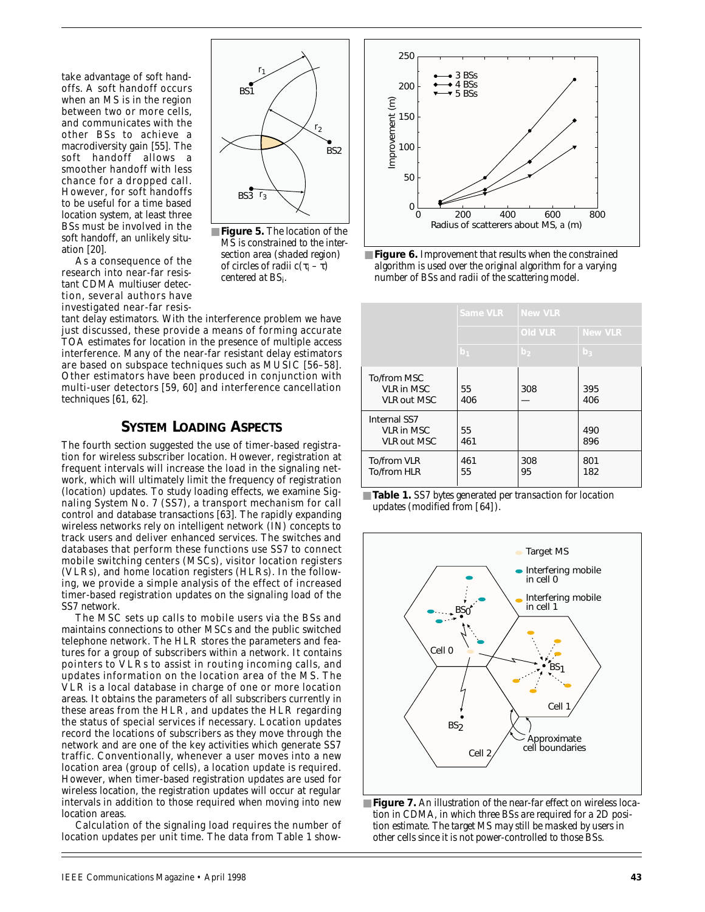take advantage of soft handoffs. A soft handoff occurs when an MS is in the region between two or more cells, and communicates with the other BSs to achieve a macrodiversity gain [55]. The soft handoff allows a smoother handoff with less chance for a dropped call. However, for soft handoffs to be useful for a time based location system, at least three BSs must be involved in the soft handoff, an unlikely situation [20].

As a consequence of the research into near-far resistant CDMA multiuser detection, several authors have investigated near-far resistant delay estimators. With the interference problem we have just discussed, these provide a means of forming accurate TOA estimates for location in the presence of multiple access interference. Many of the near-far resistant delay estimators are based on subspace techniques such as MUSIC [56–58]. Other estimators have been produced in conjunction with multi-user detectors [59, 60] and interference cancellation techniques [61, 62].

r1
BS1
r2
BS2
BS3
r3

**Figure 5.** The location of the MS is constrained to the intersection area (shaded region) of circles of radii $c(\tau_i - \tau)$ centered at $BS_i$.

250
200
150
100
50
0
Improvement (m)
3 BSs
4 BSs
5 BSs
0
200
400
600
800
Radius of scatterers about MS, a (m)

**Figure 6.** Improvement that results when the constrained algorithm is used over the original algorithm for a varying number of BSs and radii of the scattering model.

## SYSTEM LOADING ASPECTS

The fourth section suggested the use of timer-based registration for wireless subscriber location. However, registration at frequent intervals will increase the load in the signaling network, which will ultimately limit the frequency of registration (location) updates. To study loading effects, we examine Signaling System No. 7 (SS7), a transport mechanism for call control and database transactions [63]. The rapidly expanding wireless networks rely on intelligent network (IN) concepts to track users and deliver enhanced services. The switches and databases that perform these functions use SS7 to connect mobile switching centers (MSCs), visitor location registers (VLRs), and home location registers (HLRs). In the following, we provide a simple analysis of the effect of increased timer-based registration updates on the signaling load of the SS7 network.

The MSC sets up calls to mobile users via the BSs and maintains connections to other MSCs and the public switched telephone network. The HLR stores the parameters and features for a group of subscribers within a network. It contains pointers to VLRs to assist in routing incoming calls, and updates information on the location area of the MS. The VLR is a local database in charge of one or more location areas. It obtains the parameters of all subscribers currently in these areas from the HLR, and updates the HLR regarding the status of special services if necessary. Location updates record the locations of subscribers as they move through the network and are one of the key activities which generate SS7 traffic. Conventionally, whenever a user moves into a new location area (group of cells), a location update is required. However, when timer-based registration updates are used for wireless location, the registration updates will occur at regular intervals in addition to those required when moving into new location areas.

Calculation of the signaling load requires the number of location updates per unit time. The data from Table 1 show-

| | Same VLR | New VLR | |
|---|---|---|---|
| | | Old VLR | New VLR |
| | $b_1$ | $b_2$ | $b_3$ |
| To/from MSC<br>VLR in MSC<br>VLR out MSC | <br>55<br>406 | <br>308<br>— | <br>395<br>406 |
| Internal SS7<br>VLR in MSC<br>VLR out MSC | <br>55<br>461 | | <br>490<br>896 |
| To/from VLR<br>To/from HLR | 461<br>55 | 308<br>95 | 801<br>182 |

**Table 1.** SS7 bytes generated per transaction for location updates (modified from [64]).

Target MS
Interfering mobile in cell 0
Interfering mobile in cell 1
BS0
Cell 0
BS1
Cell 1
BS2
Cell 2
Approximate cell boundaries

**Figure 7.** An illustration of the near-far effect on wireless location in CDMA, in which three BSs are required for a 2D position estimate. The target MS may still be masked by users in other cells since it is not power-controlled to those BSs.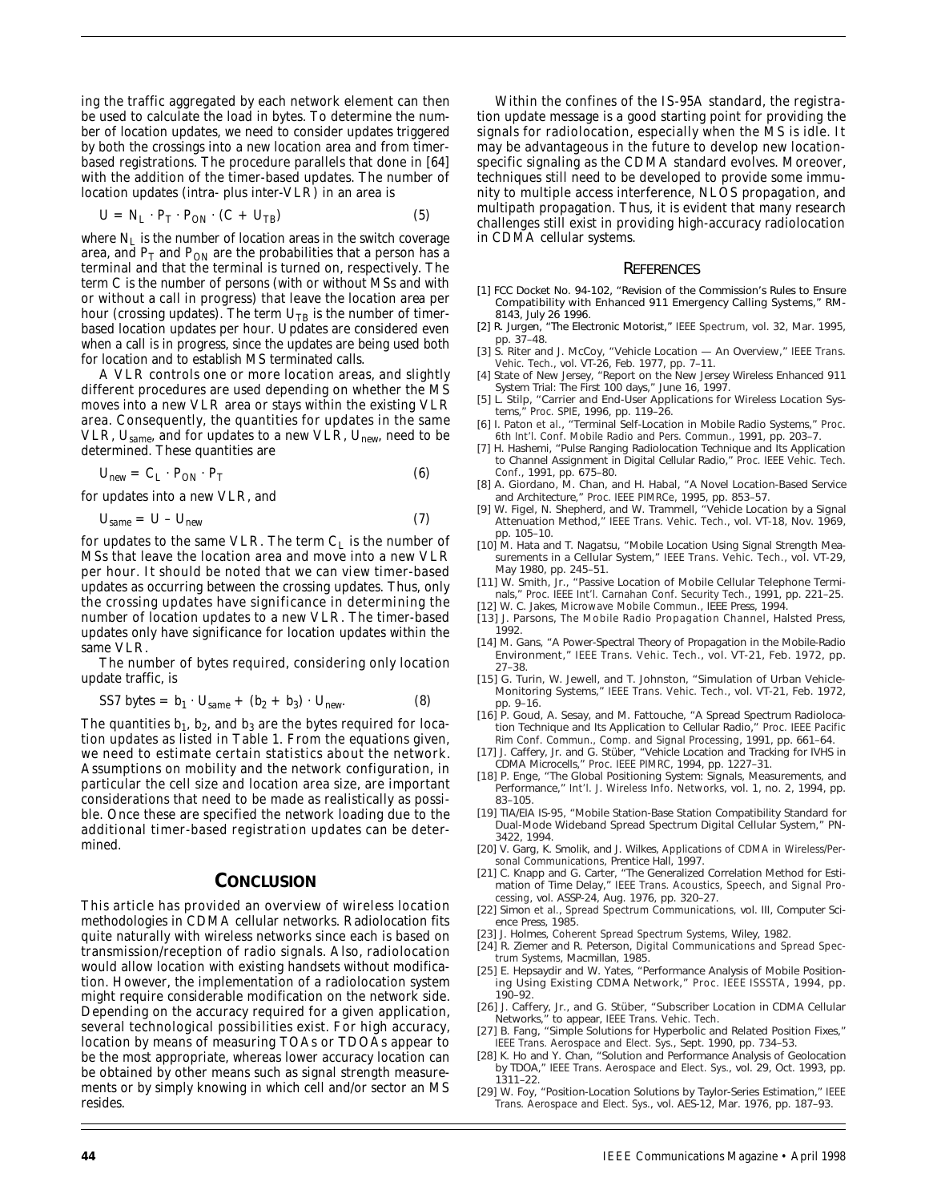ing the traffic aggregated by each network element can then be used to calculate the load in bytes. To determine the number of location updates, we need to consider updates triggered by both the crossings into a new location area and from timer-based registrations. The procedure parallels that done in [64] with the addition of the timer-based updates. The number of location updates (intra- plus inter-VLR) in an area is

$$U = N_L \cdot P_T \cdot P_{ON} \cdot (C + U_{TB}) \tag{5}$$

where $N_L$ is the number of location areas in the switch coverage area, and $P_T$ and $P_{ON}$ are the probabilities that a person has a terminal and that the terminal is turned on, respectively. The term $C$ is the number of persons (with or without MSs and with or without a call in progress) that leave the location area per hour (crossing updates). The term $U_{TB}$ is the number of timer-based location updates per hour. Updates are considered even when a call is in progress, since the updates are being used both for location and to establish MS terminated calls.

A VLR controls one or more location areas, and slightly different procedures are used depending on whether the MS moves into a new VLR area or stays within the existing VLR area. Consequently, the quantities for updates in the same VLR, $U_{same}$, and for updates to a new VLR, $U_{new}$, need to be determined. These quantities are

$$U_{new} = C_L \cdot P_{ON} \cdot P_T \tag{6}$$

for updates into a new VLR, and

$$U_{same} = U - U_{new} \tag{7}$$

for updates to the same VLR. The term $C_L$ is the number of MSs that leave the location area and move into a new VLR per hour. It should be noted that we can view timer-based updates as occurring between the crossing updates. Thus, only the crossing updates have significance in determining the number of location updates to a new VLR. The timer-based updates only have significance for location updates within the same VLR.

The number of bytes required, considering only location update traffic, is

$$\text{SS7 bytes} = b_1 \cdot U_{same} + (b_2 + b_3) \cdot U_{new}. \tag{8}$$

The quantities $b_1$, $b_2$, and $b_3$ are the bytes required for location updates as listed in Table 1. From the equations given, we need to estimate certain statistics about the network. Assumptions on mobility and the network configuration, in particular the cell size and location area size, are important considerations that need to be made as realistically as possible. Once these are specified the network loading due to the additional timer-based registration updates can be determined.

## CONCLUSION

This article has provided an overview of wireless location methodologies in CDMA cellular networks. Radiolocation fits quite naturally with wireless networks since each is based on transmission/reception of radio signals. Also, radiolocation would allow location with existing handsets without modification. However, the implementation of a radiolocation system might require considerable modification on the network side. Depending on the accuracy required for a given application, several technological possibilities exist. For high accuracy, location by means of measuring TOAs or TDOAs appear to be the most appropriate, whereas lower accuracy location can be obtained by other means such as signal strength measurements or by simply knowing in which cell and/or sector an MS resides.

Within the confines of the IS-95A standard, the registration update message is a good starting point for providing the signals for radiolocation, especially when the MS is idle. It may be advantageous in the future to develop new location-specific signaling as the CDMA standard evolves. Moreover, techniques still need to be developed to provide some immunity to multiple access interference, NLOS propagation, and multipath propagation. Thus, it is evident that many research challenges still exist in providing high-accuracy radiolocation in CDMA cellular systems.

## REFERENCES

[1] FCC Docket No. 94-102, "Revision of the Commission's Rules to Ensure Compatibility with Enhanced 911 Emergency Calling Systems," RM-8143, July 26 1996.

[2] R. Jurgen, "The Electronic Motorist," *IEEE Spectrum*, vol. 32, Mar. 1995, pp. 37–48.

[3] S. Riter and J. McCoy, "Vehicle Location — An Overview," *IEEE Trans. Vehic. Tech.*, vol. VT-26, Feb. 1977, pp. 7–11.

[4] State of New Jersey, "Report on the New Jersey Wireless Enhanced 911 System Trial: The First 100 days," June 16, 1997.

[5] L. Stilp, "Carrier and End-User Applications for Wireless Location Systems," *Proc. SPIE*, 1996, pp. 119–26.

[6] I. Paton et al., "Terminal Self-Location in Mobile Radio Systems," *Proc. 6th Int'l. Conf. Mobile Radio and Pers. Commun.*, 1991, pp. 203–7.

[7] H. Hashemi, "Pulse Ranging Radiolocation Technique and Its Application to Channel Assignment in Digital Cellular Radio," *Proc. IEEE Vehic. Tech. Conf.*, 1991, pp. 675–80.

[8] A. Giordano, M. Chan, and H. Habal, "A Novel Location-Based Service and Architecture," *Proc. IEEE PIMRCe*, 1995, pp. 853–57.

[9] W. Figel, N. Shepherd, and W. Trammell, "Vehicle Location by a Signal Attenuation Method," *IEEE Trans. Vehic. Tech.*, vol. VT-18, Nov. 1969, pp. 105–10.

[10] M. Hata and T. Nagatsu, "Mobile Location Using Signal Strength Measurements in a Cellular System," *IEEE Trans. Vehic. Tech.*, vol. VT-29, May 1980, pp. 245–51.

[11] W. Smith, Jr., "Passive Location of Mobile Cellular Telephone Terminals," *Proc. IEEE Int'l. Carnahan Conf. Security Tech.*, 1991, pp. 221–25.

[12] W. C. Jakes, *Microwave Mobile Commun.*, IEEE Press, 1994.

[13] J. Parsons, *The Mobile Radio Propagation Channel*, Halsted Press, 1992.

[14] M. Gans, "A Power-Spectral Theory of Propagation in the Mobile-Radio Environment," *IEEE Trans. Vehic. Tech.*, vol. VT-21, Feb. 1972, pp. 27–38.

[15] G. Turin, W. Jewell, and T. Johnston, "Simulation of Urban Vehicle-Monitoring Systems," *IEEE Trans. Vehic. Tech.*, vol. VT-21, Feb. 1972, pp. 9–16.

[16] P. Goud, A. Sesay, and M. Fattouche, "A Spread Spectrum Radiolocation Technique and Its Application to Cellular Radio," *Proc. IEEE Pacific Rim Conf. Commun., Comp. and Signal Processing*, 1991, pp. 661–64.

[17] J. Caffery, Jr. and G. Stüber, "Vehicle Location and Tracking for IVHS in CDMA Microcells," *Proc. IEEE PIMRC*, 1994, pp. 1227–31.

[18] P. Enge, "The Global Positioning System: Signals, Measurements, and Performance," *Int'l. J. Wireless Info. Networks*, vol. 1, no. 2, 1994, pp. 83–105.

[19] TIA/EIA IS-95, "Mobile Station-Base Station Compatibility Standard for Dual-Mode Wideband Spread Spectrum Digital Cellular System," PN-3422, 1994.

[20] V. Garg, K. Smolik, and J. Wilkes, *Applications of CDMA in Wireless/Personal Communications*, Prentice Hall, 1997.

[21] C. Knapp and G. Carter, "The Generalized Correlation Method for Estimation of Time Delay," *IEEE Trans. Acoustics, Speech, and Signal Processing*, vol. ASSP-24, Aug. 1976, pp. 320–27.

[22] Simon et al., *Spread Spectrum Communications*, vol. III, Computer Science Press, 1985.

[23] J. Holmes, *Coherent Spread Spectrum Systems*, Wiley, 1982.

[24] R. Ziemer and R. Peterson, *Digital Communications and Spread Spectrum Systems*, Macmillan, 1985.

[25] E. Hepsaydir and W. Yates, "Performance Analysis of Mobile Positioning Using Existing CDMA Network," *Proc. IEEE ISSSTA*, 1994, pp. 190–92.

[26] J. Caffery, Jr., and G. Stüber, "Subscriber Location in CDMA Cellular Networks," to appear, *IEEE Trans. Vehic. Tech.*

[27] B. Fang, "Simple Solutions for Hyperbolic and Related Position Fixes," *IEEE Trans. Aerospace and Elect. Sys.*, Sept. 1990, pp. 734–53.

[28] K. Ho and Y. Chan, "Solution and Performance Analysis of Geolocation by TDOA," *IEEE Trans. Aerospace and Elect. Sys.*, vol. 29, Oct. 1993, pp. 1311–22.

[29] W. Foy, "Position-Location Solutions by Taylor-Series Estimation," *IEEE Trans. Aerospace and Elect. Sys.*, vol. AES-12, Mar. 1976, pp. 187–93.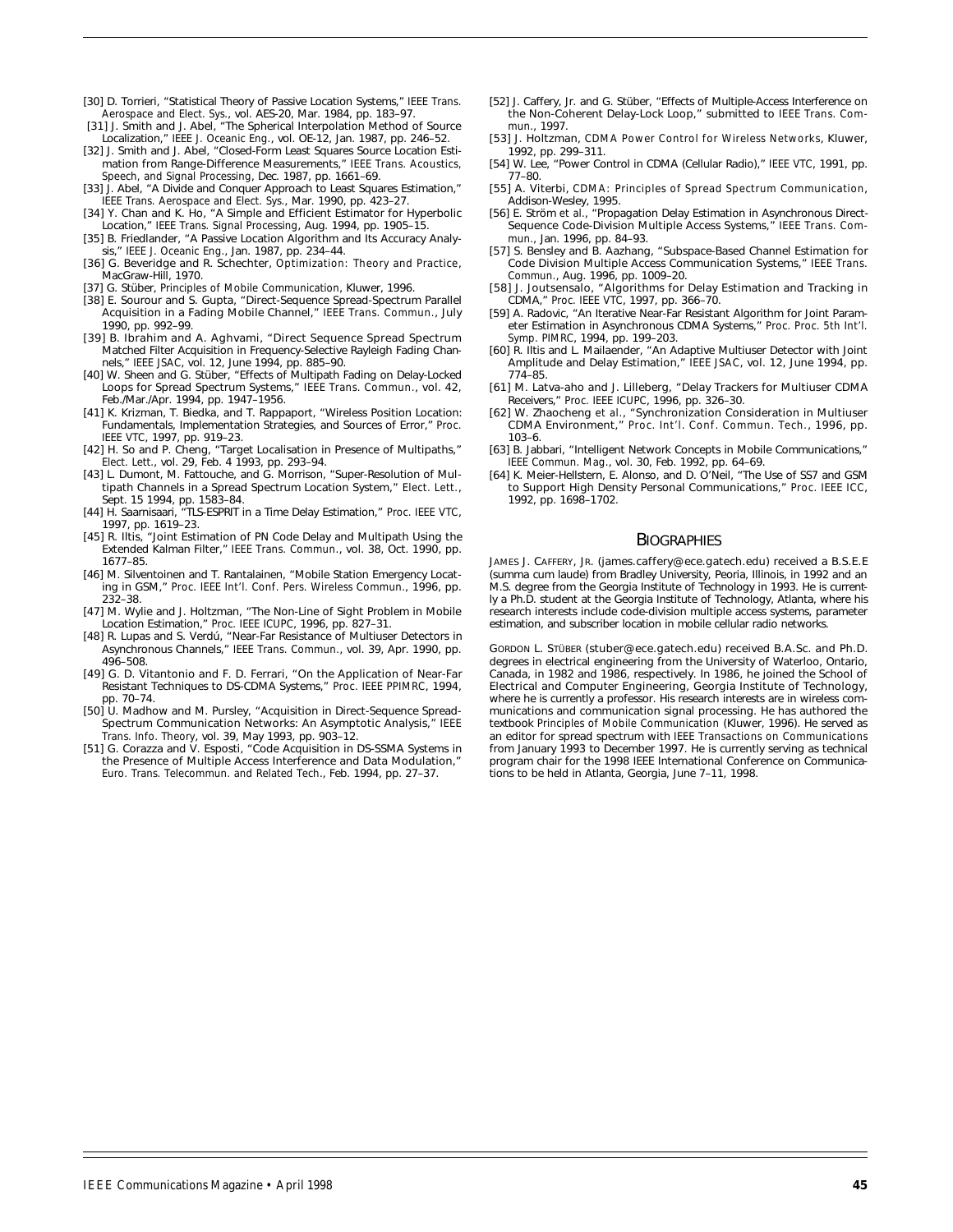[30] D. Torrieri, "Statistical Theory of Passive Location Systems," *IEEE Trans. Aerospace and Elect. Sys.*, vol. AES-20, Mar. 1984, pp. 183–97.

[31] J. Smith and J. Abel, "The Spherical Interpolation Method of Source Localization," *IEEE J. Oceanic Eng.*, vol. OE-12, Jan. 1987, pp. 246–52.

[32] J. Smith and J. Abel, "Closed-Form Least Squares Source Location Estimation from Range-Difference Measurements," *IEEE Trans. Acoustics, Speech, and Signal Processing*, Dec. 1987, pp. 1661–69.

[33] J. Abel, "A Divide and Conquer Approach to Least Squares Estimation," *IEEE Trans. Aerospace and Elect. Sys.*, Mar. 1990, pp. 423–27.

[34] Y. Chan and K. Ho, "A Simple and Efficient Estimator for Hyperbolic Location," *IEEE Trans. Signal Processing*, Aug. 1994, pp. 1905–15.

[35] B. Friedlander, "A Passive Location Algorithm and Its Accuracy Analysis," *IEEE J. Oceanic Eng.*, Jan. 1987, pp. 234–44.

[36] G. Beveridge and R. Schechter, *Optimization: Theory and Practice*, MacGraw-Hill, 1970.

[37] G. Stüber, *Principles of Mobile Communication*, Kluwer, 1996.

[38] E. Sourour and S. Gupta, "Direct-Sequence Spread-Spectrum Parallel Acquisition in a Fading Mobile Channel," *IEEE Trans. Commun.*, July 1990, pp. 992–99.

[39] B. Ibrahim and A. Aghvami, "Direct Sequence Spread Spectrum Matched Filter Acquisition in Frequency-Selective Rayleigh Fading Channels," *IEEE JSAC*, vol. 12, June 1994, pp. 885–90.

[40] W. Sheen and G. Stüber, "Effects of Multipath Fading on Delay-Locked Loops for Spread Spectrum Systems," *IEEE Trans. Commun.*, vol. 42, Feb./Mar./Apr. 1994, pp. 1947–1956.

[41] K. Krizman, T. Biedka, and T. Rappaport, "Wireless Position Location: Fundamentals, Implementation Strategies, and Sources of Error," *Proc. IEEE VTC*, 1997, pp. 919–23.

[42] H. So and P. Cheng, "Target Localisation in Presence of Multipaths," *Elect. Lett.*, vol. 29, Feb. 4 1993, pp. 293–94.

[43] L. Dumont, M. Fattouche, and G. Morrison, "Super-Resolution of Multipath Channels in a Spread Spectrum Location System," *Elect. Lett.*, Sept. 15 1994, pp. 1583–84.

[44] H. Saarnisaari, "TLS-ESPRIT in a Time Delay Estimation," *Proc. IEEE VTC*, 1997, pp. 1619–23.

[45] R. Iltis, "Joint Estimation of PN Code Delay and Multipath Using the Extended Kalman Filter," *IEEE Trans. Commun.*, vol. 38, Oct. 1990, pp. 1677–85.

[46] M. Silventoinen and T. Rantalainen, "Mobile Station Emergency Locating in GSM," *Proc. IEEE Int'l. Conf. Pers. Wireless Commun.*, 1996, pp. 232–38.

[47] M. Wylie and J. Holtzman, "The Non-Line of Sight Problem in Mobile Location Estimation," *Proc. IEEE ICUPC*, 1996, pp. 827–31.

[48] R. Lupas and S. Verdú, "Near-Far Resistance of Multiuser Detectors in Asynchronous Channels," *IEEE Trans. Commun.*, vol. 39, Apr. 1990, pp. 496–508.

[49] G. D. Vitantonio and F. D. Ferrari, "On the Application of Near-Far Resistant Techniques to DS-CDMA Systems," *Proc. IEEE PPIMRC*, 1994, pp. 70–74.

[50] U. Madhow and M. Pursley, "Acquisition in Direct-Sequence Spread-Spectrum Communication Networks: An Asymptotic Analysis," *IEEE Trans. Info. Theory*, vol. 39, May 1993, pp. 903–12.

[51] G. Corazza and V. Esposti, "Code Acquisition in DS-SSMA Systems in the Presence of Multiple Access Interference and Data Modulation," *Euro. Trans. Telecommun. and Related Tech.*, Feb. 1994, pp. 27–37.

[52] J. Caffery, Jr. and G. Stüber, "Effects of Multiple-Access Interference on the Non-Coherent Delay-Lock Loop," submitted to *IEEE Trans. Commun.*, 1997.

[53] J. Holtzman, *CDMA Power Control for Wireless Networks*, Kluwer, 1992, pp. 299–311.

[54] W. Lee, "Power Control in CDMA (Cellular Radio)," *IEEE VTC*, 1991, pp. 77–80.

[55] A. Viterbi, *CDMA: Principles of Spread Spectrum Communication*, Addison-Wesley, 1995.

[56] E. Ström *et al.*, "Propagation Delay Estimation in Asynchronous Direct-Sequence Code-Division Multiple Access Systems," *IEEE Trans. Commun.*, Jan. 1996, pp. 84–93.

[57] S. Bensley and B. Aazhang, "Subspace-Based Channel Estimation for Code Division Multiple Access Communication Systems," *IEEE Trans. Commun.*, Aug. 1996, pp. 1009–20.

[58] J. Joutsensalo, "Algorithms for Delay Estimation and Tracking in CDMA," *Proc. IEEE VTC*, 1997, pp. 366–70.

[59] A. Radovic, "An Iterative Near-Far Resistant Algorithm for Joint Parameter Estimation in Asynchronous CDMA Systems," *Proc. Proc. 5th Int'l. Symp. PIMRC*, 1994, pp. 199–203.

[60] R. Iltis and L. Mailaender, "An Adaptive Multiuser Detector with Joint Amplitude and Delay Estimation," *IEEE JSAC*, vol. 12, June 1994, pp. 774–85.

[61] M. Latva-aho and J. Lilleberg, "Delay Trackers for Multiuser CDMA Receivers," *Proc. IEEE ICUPC*, 1996, pp. 326–30.

[62] W. Zhaocheng *et al.*, "Synchronization Consideration in Multiuser CDMA Environment," *Proc. Int'l. Conf. Commun. Tech.*, 1996, pp. 103–6.

[63] B. Jabbari, "Intelligent Network Concepts in Mobile Communications," *IEEE Commun. Mag.*, vol. 30, Feb. 1992, pp. 64–69.

[64] K. Meier-Hellstern, E. Alonso, and D. O'Neil, "The Use of SS7 and GSM to Support High Density Personal Communications," *Proc. IEEE ICC*, 1992, pp. 1698–1702.

## Biographies

JAMES J. CAFFERY, JR. (james.caffery@ece.gatech.edu) received a B.S.E.E (summa cum laude) from Bradley University, Peoria, Illinois, in 1992 and an M.S. degree from the Georgia Institute of Technology in 1993. He is currently a Ph.D. student at the Georgia Institute of Technology, Atlanta, where his research interests include code-division multiple access systems, parameter estimation, and subscriber location in mobile cellular radio networks.

GORDON L. STÜBER (stuber@ece.gatech.edu) received B.A.Sc. and Ph.D. degrees in electrical engineering from the University of Waterloo, Ontario, Canada, in 1982 and 1986, respectively. In 1986, he joined the School of Electrical and Computer Engineering, Georgia Institute of Technology, where he is currently a professor. His research interests are in wireless communications and communication signal processing. He has authored the textbook *Principles of Mobile Communication* (Kluwer, 1996). He served as an editor for spread spectrum with *IEEE Transactions on Communications* from January 1993 to December 1997. He is currently serving as technical program chair for the 1998 IEEE International Conference on Communications to be held in Atlanta, Georgia, June 7–11, 1998.